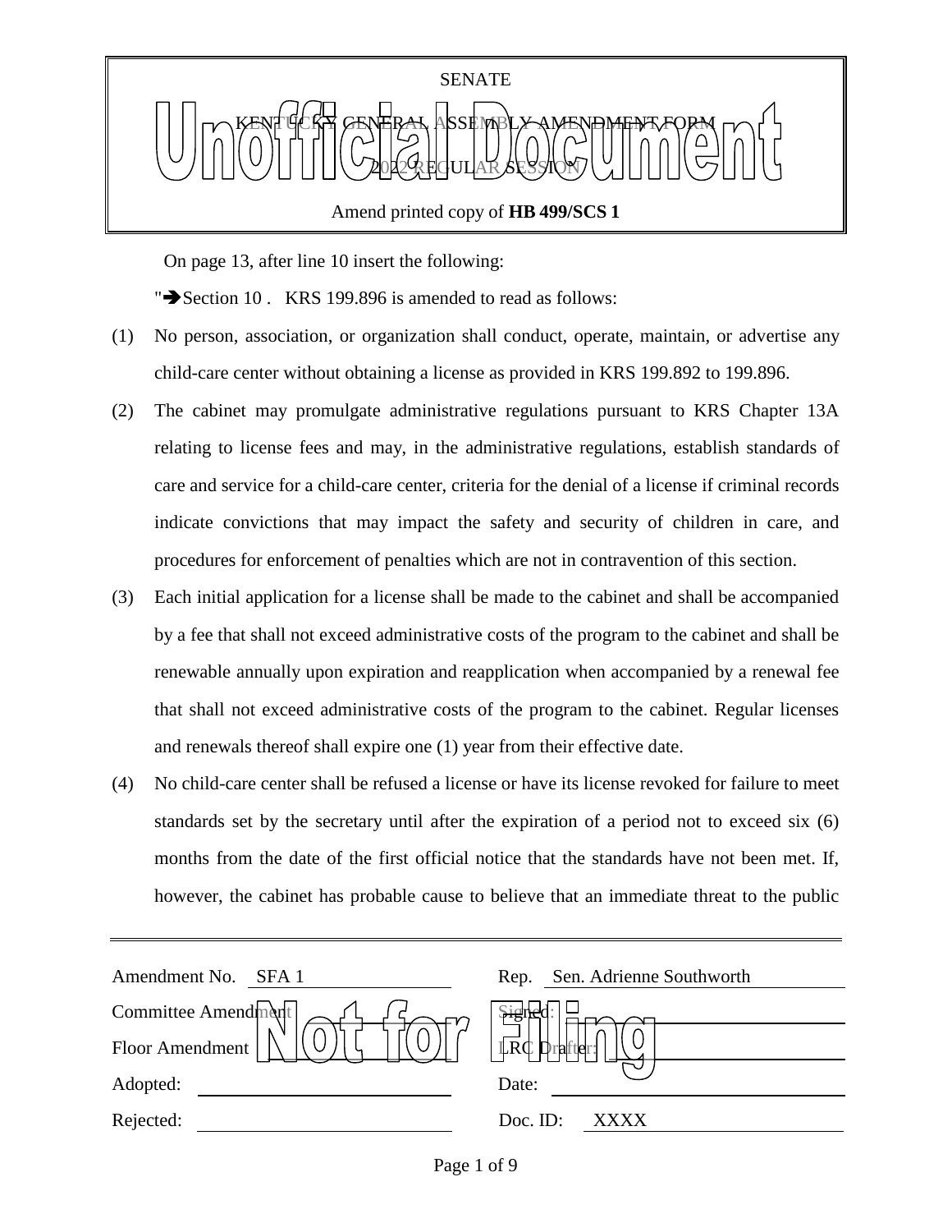SENATE

KENTUCKY GENERAL ASSEMBLY AMENDMENT FORM

2022 REGULAR SESSION

Amend printed copy of **HB 499/SCS 1**

On page 13, after line 10 insert the following:

"➔Section 10 . KRS 199.896 is amended to read as follows:

(1) No person, association, or organization shall conduct, operate, maintain, or advertise any child-care center without obtaining a license as provided in KRS 199.892 to 199.896.

(2) The cabinet may promulgate administrative regulations pursuant to KRS Chapter 13A relating to license fees and may, in the administrative regulations, establish standards of care and service for a child-care center, criteria for the denial of a license if criminal records indicate convictions that may impact the safety and security of children in care, and procedures for enforcement of penalties which are not in contravention of this section.

(3) Each initial application for a license shall be made to the cabinet and shall be accompanied by a fee that shall not exceed administrative costs of the program to the cabinet and shall be renewable annually upon expiration and reapplication when accompanied by a renewal fee that shall not exceed administrative costs of the program to the cabinet. Regular licenses and renewals thereof shall expire one (1) year from their effective date.

(4) No child-care center shall be refused a license or have its license revoked for failure to meet standards set by the secretary until after the expiration of a period not to exceed six (6) months from the date of the first official notice that the standards have not been met. If, however, the cabinet has probable cause to believe that an immediate threat to the public

| | | | |
|---|---|---|---|
| Amendment No. | SFA 1 | Rep. | Sen. Adrienne Southworth |
| Committee Amendment | | Signed: | |
| Floor Amendment | | LRC Drafter: | |
| Adopted: | | Date: | |
| Rejected: | | Doc. ID: | XXXX |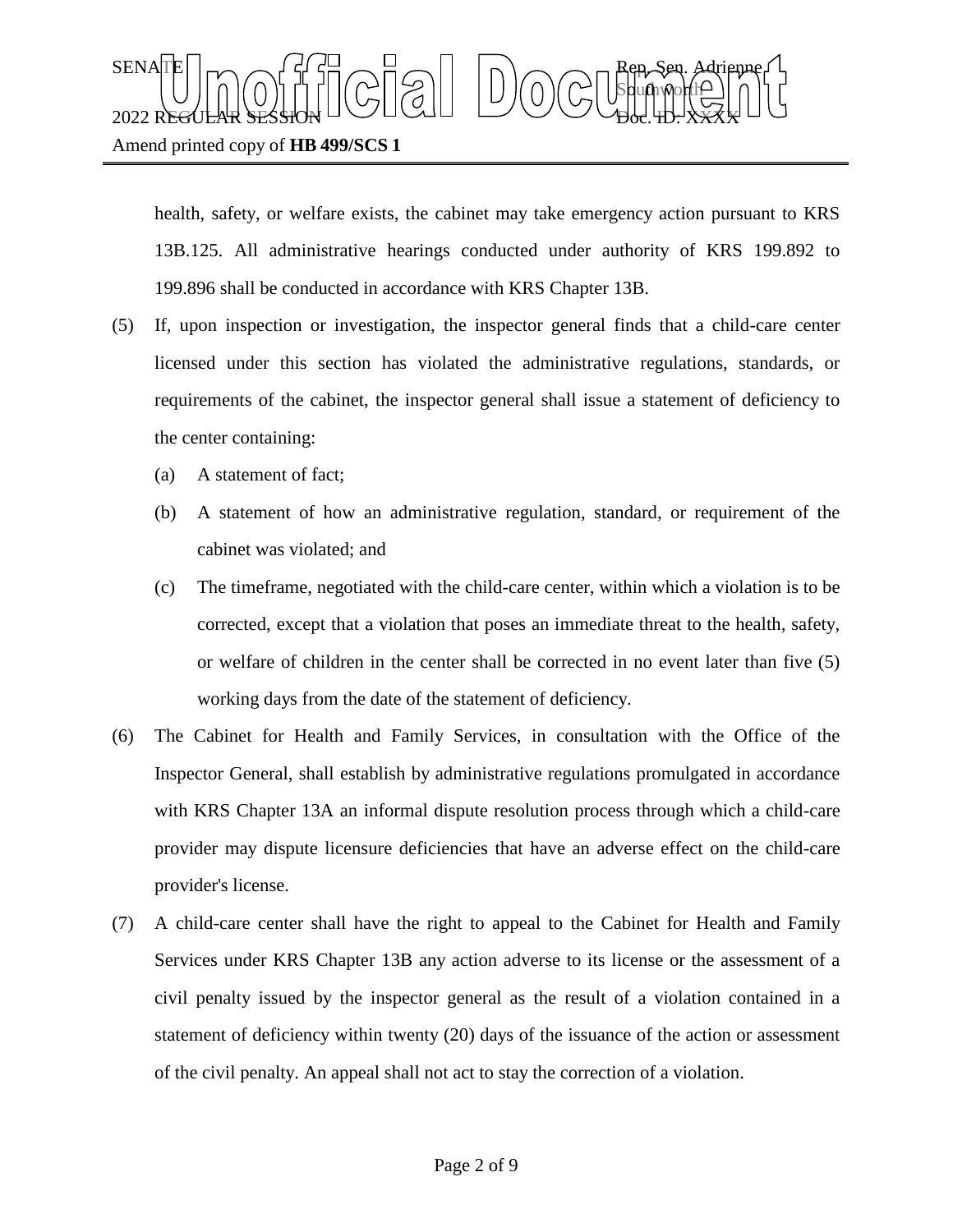health, safety, or welfare exists, the cabinet may take emergency action pursuant to KRS 13B.125. All administrative hearings conducted under authority of KRS 199.892 to 199.896 shall be conducted in accordance with KRS Chapter 13B.

(5) If, upon inspection or investigation, the inspector general finds that a child-care center licensed under this section has violated the administrative regulations, standards, or requirements of the cabinet, the inspector general shall issue a statement of deficiency to the center containing:

(a) A statement of fact;

(b) A statement of how an administrative regulation, standard, or requirement of the cabinet was violated; and

(c) The timeframe, negotiated with the child-care center, within which a violation is to be corrected, except that a violation that poses an immediate threat to the health, safety, or welfare of children in the center shall be corrected in no event later than five (5) working days from the date of the statement of deficiency.

(6) The Cabinet for Health and Family Services, in consultation with the Office of the Inspector General, shall establish by administrative regulations promulgated in accordance with KRS Chapter 13A an informal dispute resolution process through which a child-care provider may dispute licensure deficiencies that have an adverse effect on the child-care provider's license.

(7) A child-care center shall have the right to appeal to the Cabinet for Health and Family Services under KRS Chapter 13B any action adverse to its license or the assessment of a civil penalty issued by the inspector general as the result of a violation contained in a statement of deficiency within twenty (20) days of the issuance of the action or assessment of the civil penalty. An appeal shall not act to stay the correction of a violation.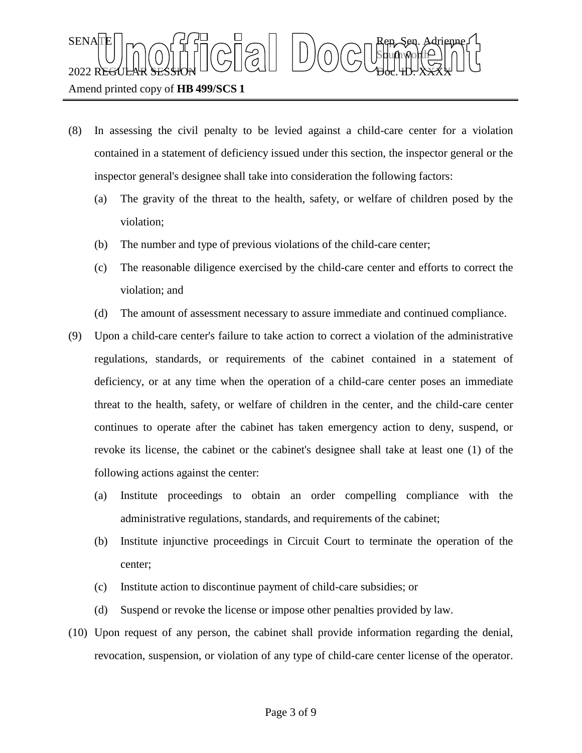(8) In assessing the civil penalty to be levied against a child-care center for a violation contained in a statement of deficiency issued under this section, the inspector general or the inspector general's designee shall take into consideration the following factors:

  (a) The gravity of the threat to the health, safety, or welfare of children posed by the violation;

  (b) The number and type of previous violations of the child-care center;

  (c) The reasonable diligence exercised by the child-care center and efforts to correct the violation; and

  (d) The amount of assessment necessary to assure immediate and continued compliance.

(9) Upon a child-care center's failure to take action to correct a violation of the administrative regulations, standards, or requirements of the cabinet contained in a statement of deficiency, or at any time when the operation of a child-care center poses an immediate threat to the health, safety, or welfare of children in the center, and the child-care center continues to operate after the cabinet has taken emergency action to deny, suspend, or revoke its license, the cabinet or the cabinet's designee shall take at least one (1) of the following actions against the center:

  (a) Institute proceedings to obtain an order compelling compliance with the administrative regulations, standards, and requirements of the cabinet;

  (b) Institute injunctive proceedings in Circuit Court to terminate the operation of the center;

  (c) Institute action to discontinue payment of child-care subsidies; or

  (d) Suspend or revoke the license or impose other penalties provided by law.

(10) Upon request of any person, the cabinet shall provide information regarding the denial, revocation, suspension, or violation of any type of child-care center license of the operator.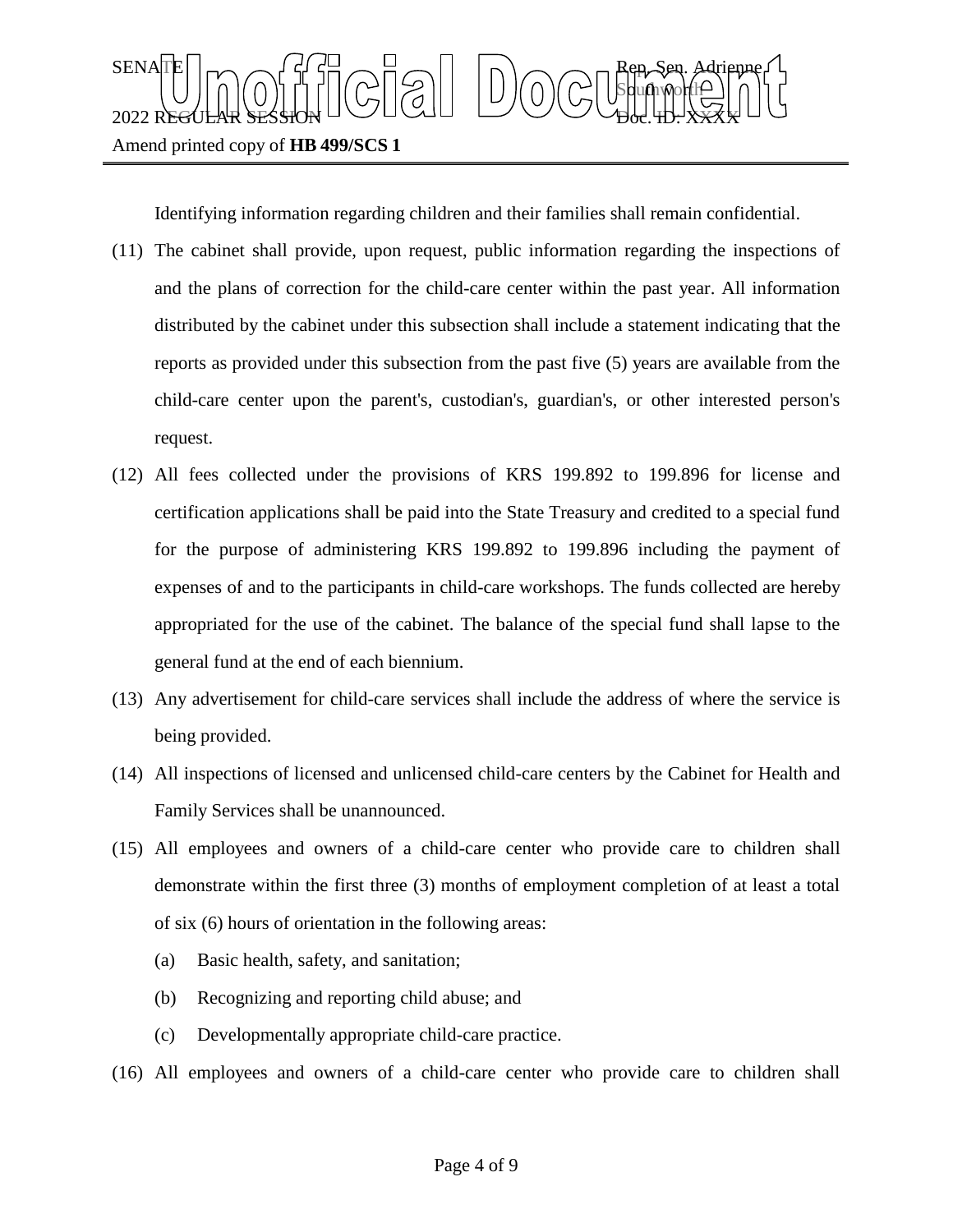Identifying information regarding children and their families shall remain confidential.

(11) The cabinet shall provide, upon request, public information regarding the inspections of and the plans of correction for the child-care center within the past year. All information distributed by the cabinet under this subsection shall include a statement indicating that the reports as provided under this subsection from the past five (5) years are available from the child-care center upon the parent's, custodian's, guardian's, or other interested person's request.

(12) All fees collected under the provisions of KRS 199.892 to 199.896 for license and certification applications shall be paid into the State Treasury and credited to a special fund for the purpose of administering KRS 199.892 to 199.896 including the payment of expenses of and to the participants in child-care workshops. The funds collected are hereby appropriated for the use of the cabinet. The balance of the special fund shall lapse to the general fund at the end of each biennium.

(13) Any advertisement for child-care services shall include the address of where the service is being provided.

(14) All inspections of licensed and unlicensed child-care centers by the Cabinet for Health and Family Services shall be unannounced.

(15) All employees and owners of a child-care center who provide care to children shall demonstrate within the first three (3) months of employment completion of at least a total of six (6) hours of orientation in the following areas:

(a) Basic health, safety, and sanitation;

(b) Recognizing and reporting child abuse; and

(c) Developmentally appropriate child-care practice.

(16) All employees and owners of a child-care center who provide care to children shall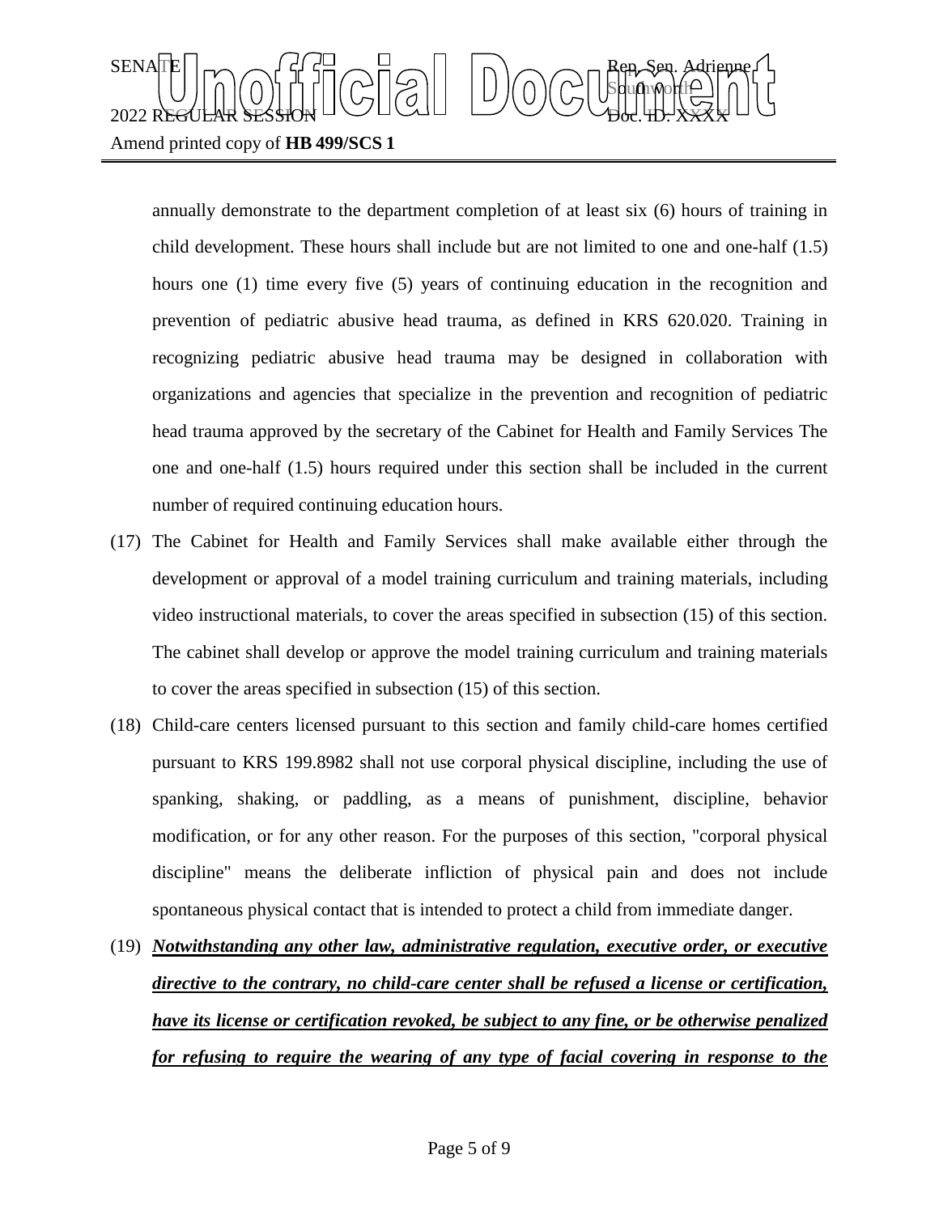annually demonstrate to the department completion of at least six (6) hours of training in child development. These hours shall include but are not limited to one and one-half (1.5) hours one (1) time every five (5) years of continuing education in the recognition and prevention of pediatric abusive head trauma, as defined in KRS 620.020. Training in recognizing pediatric abusive head trauma may be designed in collaboration with organizations and agencies that specialize in the prevention and recognition of pediatric head trauma approved by the secretary of the Cabinet for Health and Family Services The one and one-half (1.5) hours required under this section shall be included in the current number of required continuing education hours.

(17) The Cabinet for Health and Family Services shall make available either through the development or approval of a model training curriculum and training materials, including video instructional materials, to cover the areas specified in subsection (15) of this section. The cabinet shall develop or approve the model training curriculum and training materials to cover the areas specified in subsection (15) of this section.

(18) Child-care centers licensed pursuant to this section and family child-care homes certified pursuant to KRS 199.8982 shall not use corporal physical discipline, including the use of spanking, shaking, or paddling, as a means of punishment, discipline, behavior modification, or for any other reason. For the purposes of this section, "corporal physical discipline" means the deliberate infliction of physical pain and does not include spontaneous physical contact that is intended to protect a child from immediate danger.

(19) ***Notwithstanding any other law, administrative regulation, executive order, or executive directive to the contrary, no child-care center shall be refused a license or certification, have its license or certification revoked, be subject to any fine, or be otherwise penalized for refusing to require the wearing of any type of facial covering in response to the***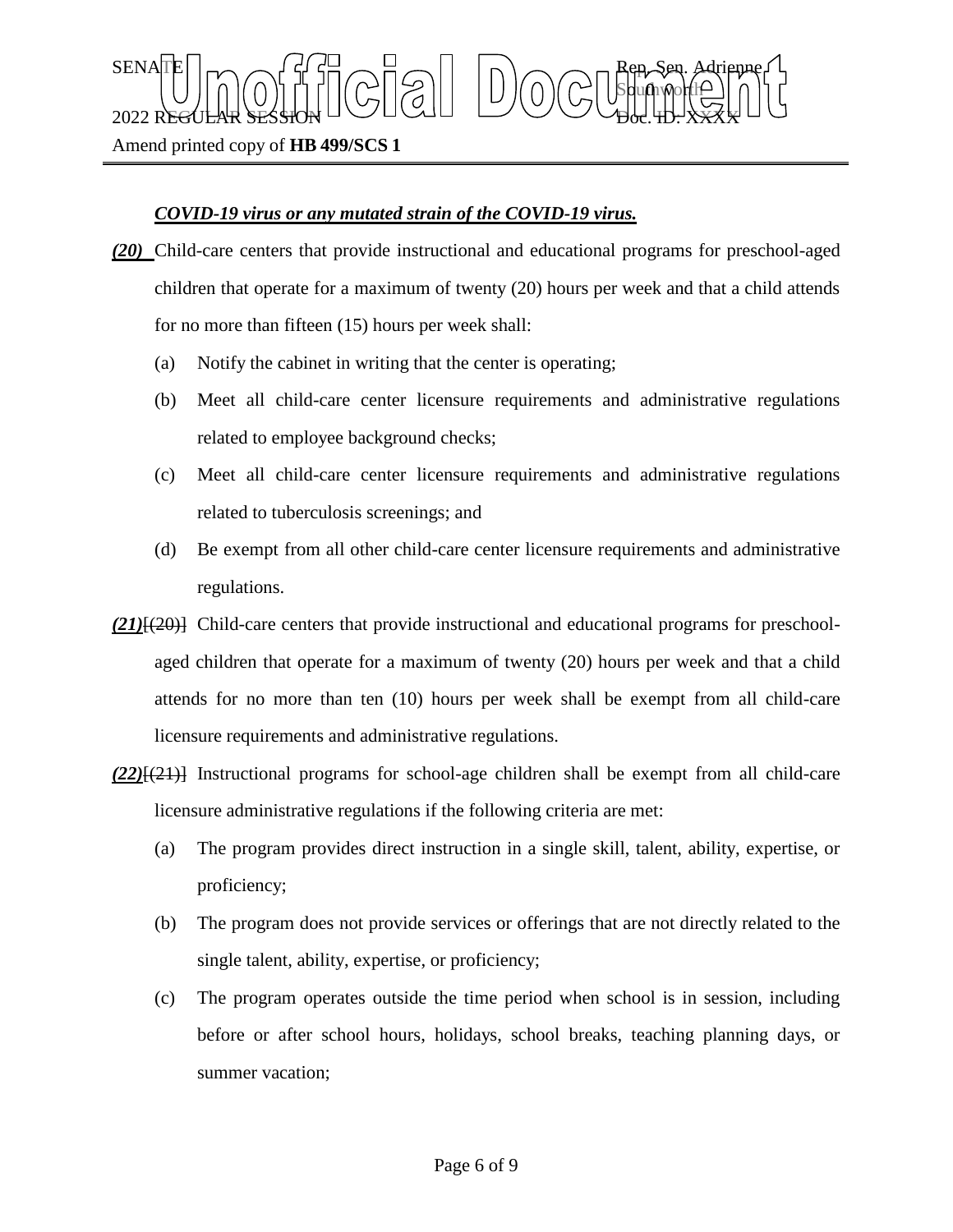***COVID-19 virus or any mutated strain of the COVID-19 virus.***

***(20)*** Child-care centers that provide instructional and educational programs for preschool-aged children that operate for a maximum of twenty (20) hours per week and that a child attends for no more than fifteen (15) hours per week shall:

(a) Notify the cabinet in writing that the center is operating;

(b) Meet all child-care center licensure requirements and administrative regulations related to employee background checks;

(c) Meet all child-care center licensure requirements and administrative regulations related to tuberculosis screenings; and

(d) Be exempt from all other child-care center licensure requirements and administrative regulations.

***(21)***~~[(20)]~~ Child-care centers that provide instructional and educational programs for preschool-aged children that operate for a maximum of twenty (20) hours per week and that a child attends for no more than ten (10) hours per week shall be exempt from all child-care licensure requirements and administrative regulations.

***(22)***~~[(21)]~~ Instructional programs for school-age children shall be exempt from all child-care licensure administrative regulations if the following criteria are met:

(a) The program provides direct instruction in a single skill, talent, ability, expertise, or proficiency;

(b) The program does not provide services or offerings that are not directly related to the single talent, ability, expertise, or proficiency;

(c) The program operates outside the time period when school is in session, including before or after school hours, holidays, school breaks, teaching planning days, or summer vacation;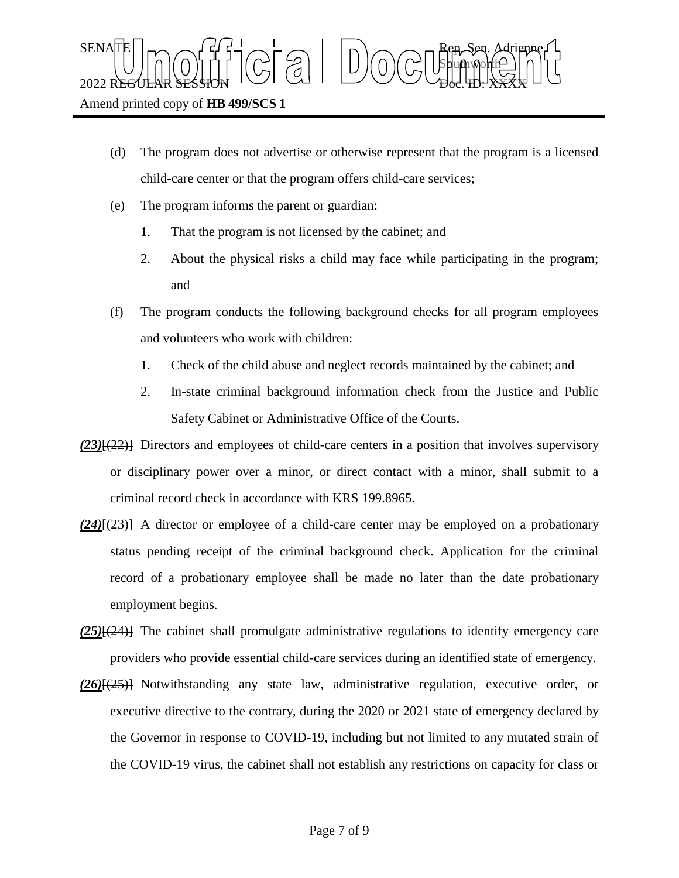(d) The program does not advertise or otherwise represent that the program is a licensed child-care center or that the program offers child-care services;

(e) The program informs the parent or guardian:

1. That the program is not licensed by the cabinet; and

2. About the physical risks a child may face while participating in the program; and

(f) The program conducts the following background checks for all program employees and volunteers who work with children:

1. Check of the child abuse and neglect records maintained by the cabinet; and

2. In-state criminal background information check from the Justice and Public Safety Cabinet or Administrative Office of the Courts.

***(23)***~~[(22)]~~ Directors and employees of child-care centers in a position that involves supervisory or disciplinary power over a minor, or direct contact with a minor, shall submit to a criminal record check in accordance with KRS 199.8965.

***(24)***~~[(23)]~~ A director or employee of a child-care center may be employed on a probationary status pending receipt of the criminal background check. Application for the criminal record of a probationary employee shall be made no later than the date probationary employment begins.

***(25)***~~[(24)]~~ The cabinet shall promulgate administrative regulations to identify emergency care providers who provide essential child-care services during an identified state of emergency.

***(26)***~~[(25)]~~ Notwithstanding any state law, administrative regulation, executive order, or executive directive to the contrary, during the 2020 or 2021 state of emergency declared by the Governor in response to COVID-19, including but not limited to any mutated strain of the COVID-19 virus, the cabinet shall not establish any restrictions on capacity for class or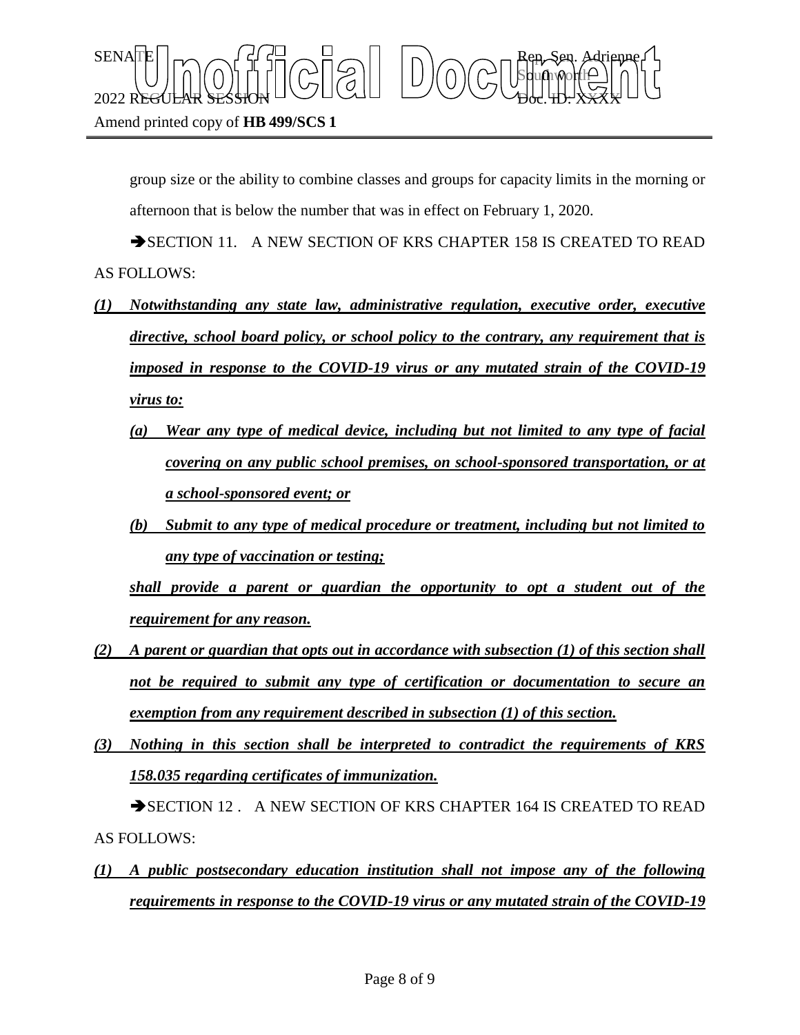group size or the ability to combine classes and groups for capacity limits in the morning or afternoon that is below the number that was in effect on February 1, 2020.

➔SECTION 11. A NEW SECTION OF KRS CHAPTER 158 IS CREATED TO READ AS FOLLOWS:

***(1) Notwithstanding any state law, administrative regulation, executive order, executive directive, school board policy, or school policy to the contrary, any requirement that is imposed in response to the COVID-19 virus or any mutated strain of the COVID-19 virus to:***

***(a) Wear any type of medical device, including but not limited to any type of facial covering on any public school premises, on school-sponsored transportation, or at a school-sponsored event; or***

***(b) Submit to any type of medical procedure or treatment, including but not limited to any type of vaccination or testing;***

***shall provide a parent or guardian the opportunity to opt a student out of the requirement for any reason.***

***(2) A parent or guardian that opts out in accordance with subsection (1) of this section shall not be required to submit any type of certification or documentation to secure an exemption from any requirement described in subsection (1) of this section.***

***(3) Nothing in this section shall be interpreted to contradict the requirements of KRS 158.035 regarding certificates of immunization.***

➔SECTION 12 . A NEW SECTION OF KRS CHAPTER 164 IS CREATED TO READ AS FOLLOWS:

***(1) A public postsecondary education institution shall not impose any of the following requirements in response to the COVID-19 virus or any mutated strain of the COVID-19***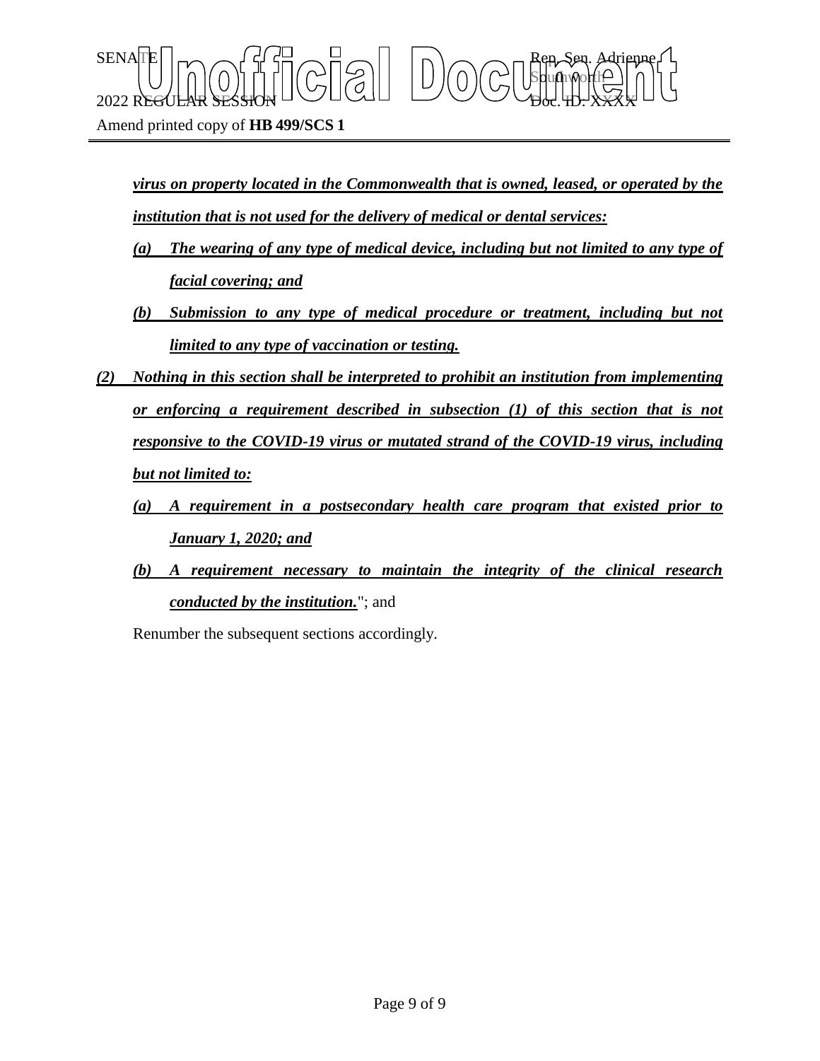***virus on property located in the Commonwealth that is owned, leased, or operated by the institution that is not used for the delivery of medical or dental services:***

***(a) The wearing of any type of medical device, including but not limited to any type of facial covering; and***

***(b) Submission to any type of medical procedure or treatment, including but not limited to any type of vaccination or testing.***

***(2) Nothing in this section shall be interpreted to prohibit an institution from implementing or enforcing a requirement described in subsection (1) of this section that is not responsive to the COVID-19 virus or mutated strand of the COVID-19 virus, including but not limited to:***

***(a) A requirement in a postsecondary health care program that existed prior to January 1, 2020; and***

***(b) A requirement necessary to maintain the integrity of the clinical research conducted by the institution.***"; and

Renumber the subsequent sections accordingly.